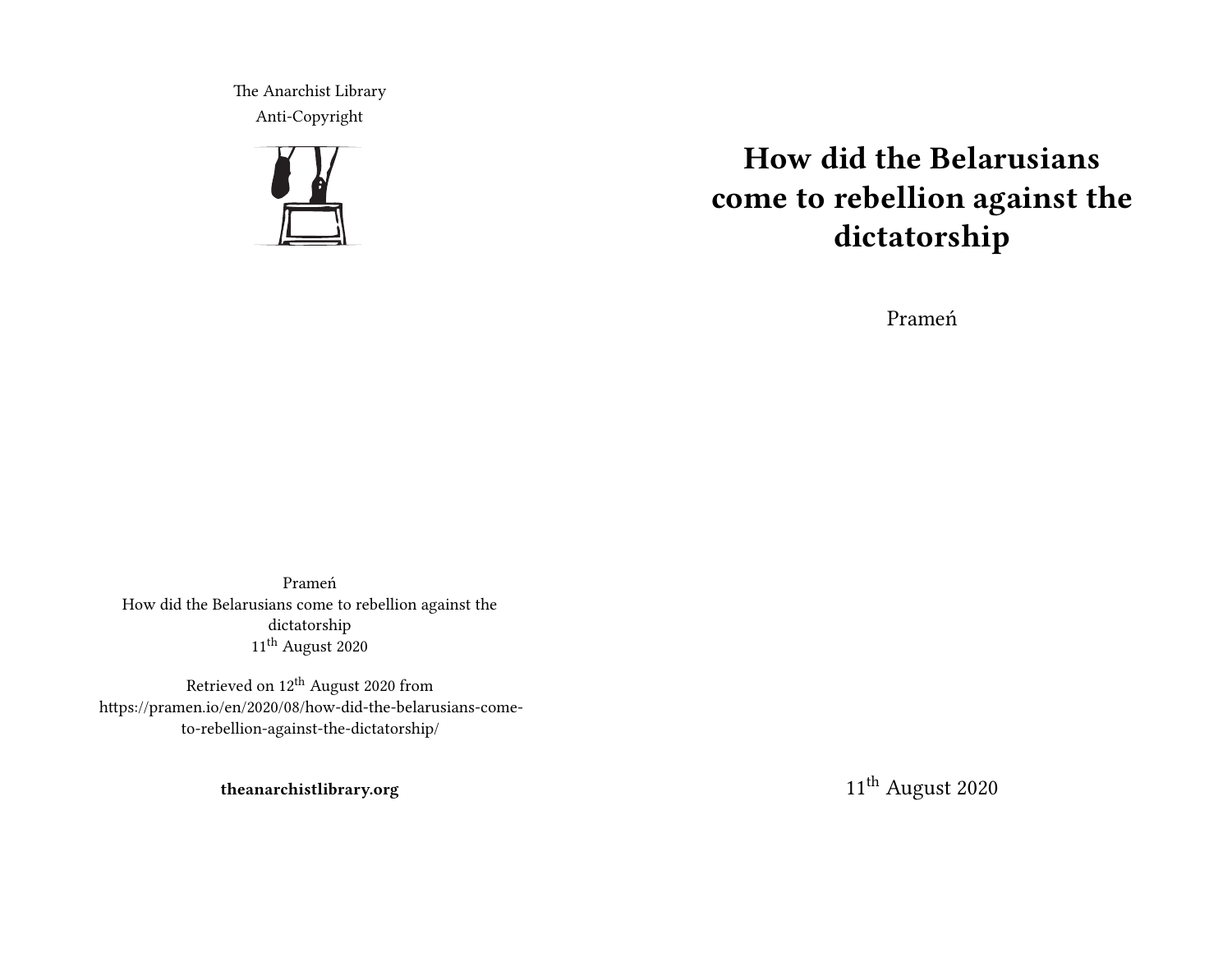The Anarchist Library
Anti-Copyright

# How did the Belarusians come to rebellion against the dictatorship

Prameń

11th August 2020

Prameń
How did the Belarusians come to rebellion against the dictatorship
11th August 2020

Retrieved on 12th August 2020 from https://pramen.io/en/2020/08/how-did-the-belarusians-come-to-rebellion-against-the-dictatorship/

**theanarchistlibrary.org**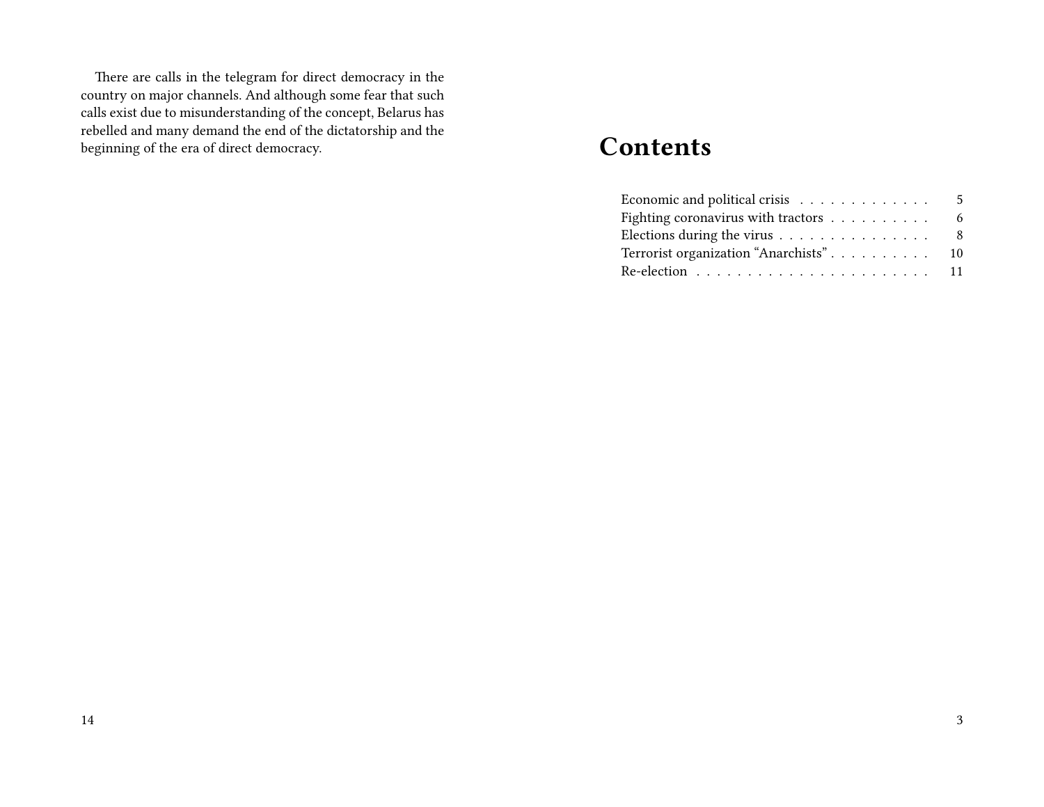There are calls in the telegram for direct democracy in the country on major channels. And although some fear that such calls exist due to misunderstanding of the concept, Belarus has rebelled and many demand the end of the dictatorship and the beginning of the era of direct democracy.

# Contents

- Economic and political crisis . . . . . . . . . . . . . 5
- Fighting coronavirus with tractors . . . . . . . . . . 6
- Elections during the virus . . . . . . . . . . . . . . . 8
- Terrorist organization "Anarchists" . . . . . . . . . . 10
- Re-election . . . . . . . . . . . . . . . . . . . . . . . . 11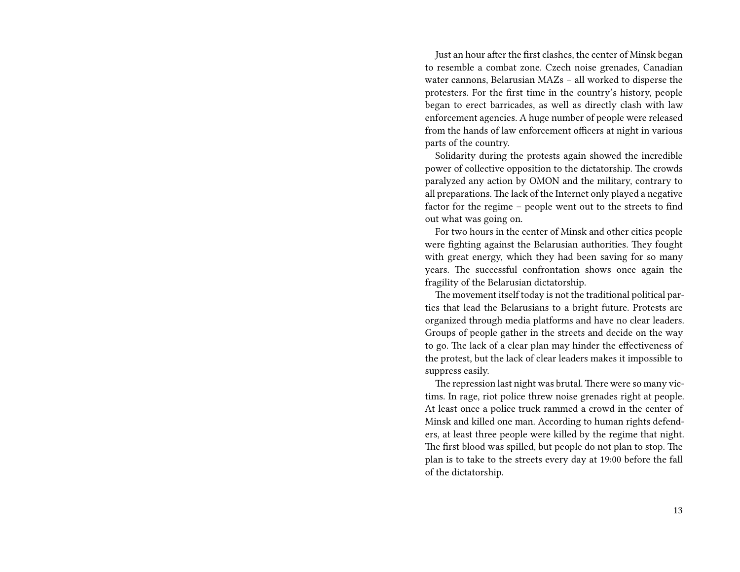Just an hour after the first clashes, the center of Minsk began to resemble a combat zone. Czech noise grenades, Canadian water cannons, Belarusian MAZs – all worked to disperse the protesters. For the first time in the country's history, people began to erect barricades, as well as directly clash with law enforcement agencies. A huge number of people were released from the hands of law enforcement officers at night in various parts of the country.

Solidarity during the protests again showed the incredible power of collective opposition to the dictatorship. The crowds paralyzed any action by OMON and the military, contrary to all preparations. The lack of the Internet only played a negative factor for the regime – people went out to the streets to find out what was going on.

For two hours in the center of Minsk and other cities people were fighting against the Belarusian authorities. They fought with great energy, which they had been saving for so many years. The successful confrontation shows once again the fragility of the Belarusian dictatorship.

The movement itself today is not the traditional political parties that lead the Belarusians to a bright future. Protests are organized through media platforms and have no clear leaders. Groups of people gather in the streets and decide on the way to go. The lack of a clear plan may hinder the effectiveness of the protest, but the lack of clear leaders makes it impossible to suppress easily.

The repression last night was brutal. There were so many victims. In rage, riot police threw noise grenades right at people. At least once a police truck rammed a crowd in the center of Minsk and killed one man. According to human rights defenders, at least three people were killed by the regime that night. The first blood was spilled, but people do not plan to stop. The plan is to take to the streets every day at 19:00 before the fall of the dictatorship.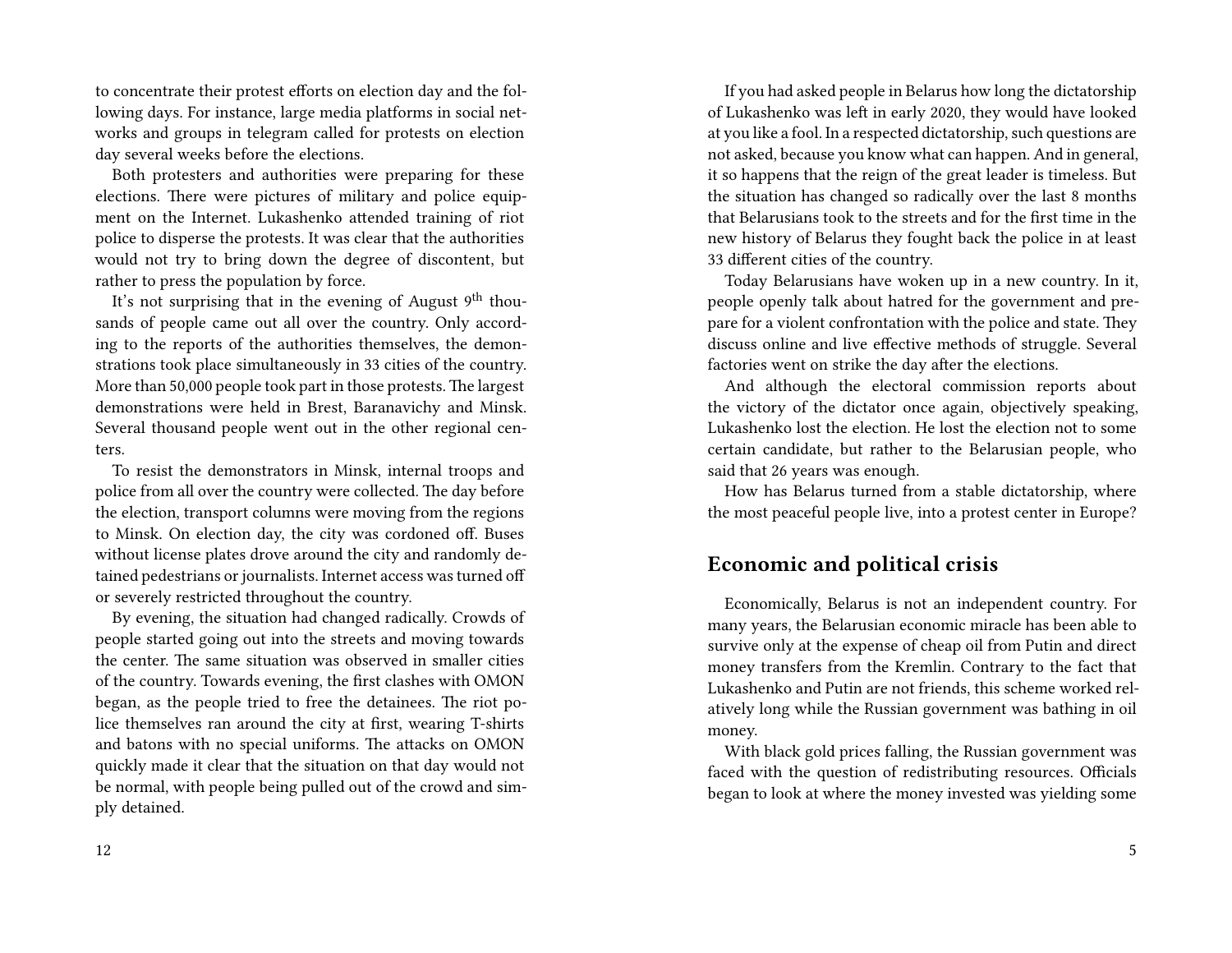to concentrate their protest efforts on election day and the following days. For instance, large media platforms in social networks and groups in telegram called for protests on election day several weeks before the elections.

Both protesters and authorities were preparing for these elections. There were pictures of military and police equipment on the Internet. Lukashenko attended training of riot police to disperse the protests. It was clear that the authorities would not try to bring down the degree of discontent, but rather to press the population by force.

It's not surprising that in the evening of August 9th thousands of people came out all over the country. Only according to the reports of the authorities themselves, the demonstrations took place simultaneously in 33 cities of the country. More than 50,000 people took part in those protests. The largest demonstrations were held in Brest, Baranavichy and Minsk. Several thousand people went out in the other regional centers.

To resist the demonstrators in Minsk, internal troops and police from all over the country were collected. The day before the election, transport columns were moving from the regions to Minsk. On election day, the city was cordoned off. Buses without license plates drove around the city and randomly detained pedestrians or journalists. Internet access was turned off or severely restricted throughout the country.

By evening, the situation had changed radically. Crowds of people started going out into the streets and moving towards the center. The same situation was observed in smaller cities of the country. Towards evening, the first clashes with OMON began, as the people tried to free the detainees. The riot police themselves ran around the city at first, wearing T-shirts and batons with no special uniforms. The attacks on OMON quickly made it clear that the situation on that day would not be normal, with people being pulled out of the crowd and simply detained.

If you had asked people in Belarus how long the dictatorship of Lukashenko was left in early 2020, they would have looked at you like a fool. In a respected dictatorship, such questions are not asked, because you know what can happen. And in general, it so happens that the reign of the great leader is timeless. But the situation has changed so radically over the last 8 months that Belarusians took to the streets and for the first time in the new history of Belarus they fought back the police in at least 33 different cities of the country.

Today Belarusians have woken up in a new country. In it, people openly talk about hatred for the government and prepare for a violent confrontation with the police and state. They discuss online and live effective methods of struggle. Several factories went on strike the day after the elections.

And although the electoral commission reports about the victory of the dictator once again, objectively speaking, Lukashenko lost the election. He lost the election not to some certain candidate, but rather to the Belarusian people, who said that 26 years was enough.

How has Belarus turned from a stable dictatorship, where the most peaceful people live, into a protest center in Europe?

## Economic and political crisis

Economically, Belarus is not an independent country. For many years, the Belarusian economic miracle has been able to survive only at the expense of cheap oil from Putin and direct money transfers from the Kremlin. Contrary to the fact that Lukashenko and Putin are not friends, this scheme worked relatively long while the Russian government was bathing in oil money.

With black gold prices falling, the Russian government was faced with the question of redistributing resources. Officials began to look at where the money invested was yielding some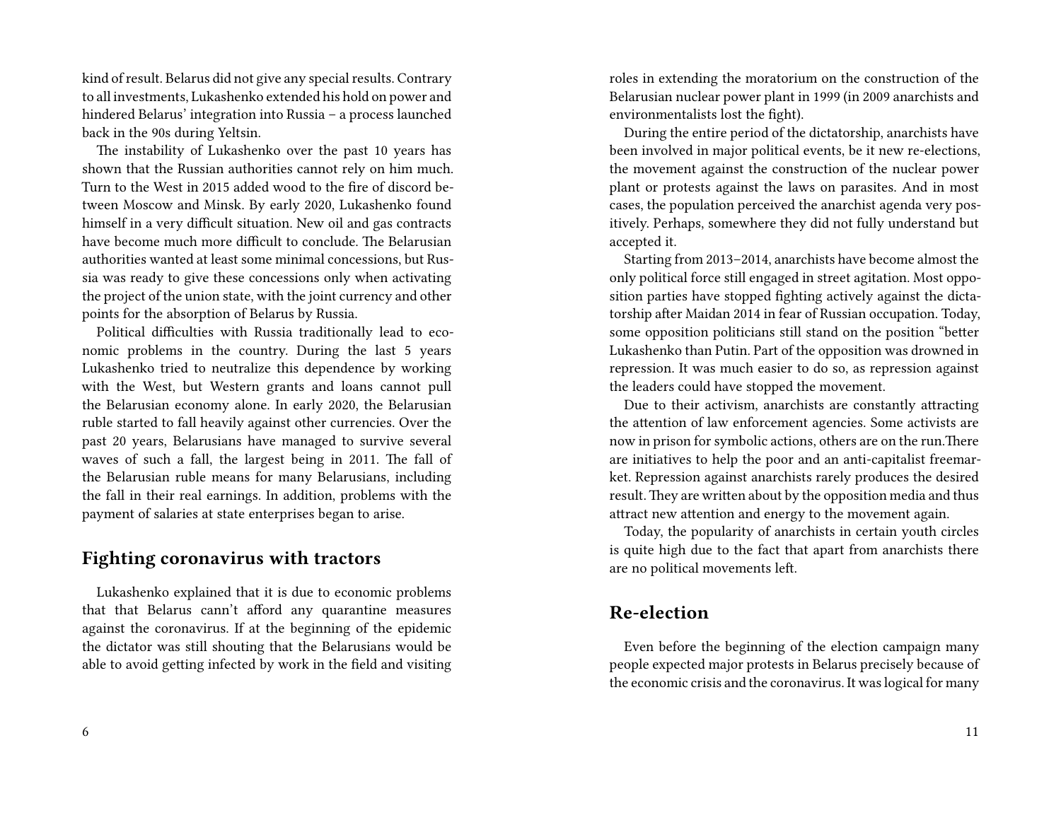kind of result. Belarus did not give any special results. Contrary to all investments, Lukashenko extended his hold on power and hindered Belarus' integration into Russia – a process launched back in the 90s during Yeltsin.

The instability of Lukashenko over the past 10 years has shown that the Russian authorities cannot rely on him much. Turn to the West in 2015 added wood to the fire of discord between Moscow and Minsk. By early 2020, Lukashenko found himself in a very difficult situation. New oil and gas contracts have become much more difficult to conclude. The Belarusian authorities wanted at least some minimal concessions, but Russia was ready to give these concessions only when activating the project of the union state, with the joint currency and other points for the absorption of Belarus by Russia.

Political difficulties with Russia traditionally lead to economic problems in the country. During the last 5 years Lukashenko tried to neutralize this dependence by working with the West, but Western grants and loans cannot pull the Belarusian economy alone. In early 2020, the Belarusian ruble started to fall heavily against other currencies. Over the past 20 years, Belarusians have managed to survive several waves of such a fall, the largest being in 2011. The fall of the Belarusian ruble means for many Belarusians, including the fall in their real earnings. In addition, problems with the payment of salaries at state enterprises began to arise.

## Fighting coronavirus with tractors

Lukashenko explained that it is due to economic problems that that Belarus cann't afford any quarantine measures against the coronavirus. If at the beginning of the epidemic the dictator was still shouting that the Belarusians would be able to avoid getting infected by work in the field and visiting

roles in extending the moratorium on the construction of the Belarusian nuclear power plant in 1999 (in 2009 anarchists and environmentalists lost the fight).

During the entire period of the dictatorship, anarchists have been involved in major political events, be it new re-elections, the movement against the construction of the nuclear power plant or protests against the laws on parasites. And in most cases, the population perceived the anarchist agenda very positively. Perhaps, somewhere they did not fully understand but accepted it.

Starting from 2013–2014, anarchists have become almost the only political force still engaged in street agitation. Most opposition parties have stopped fighting actively against the dictatorship after Maidan 2014 in fear of Russian occupation. Today, some opposition politicians still stand on the position "better Lukashenko than Putin. Part of the opposition was drowned in repression. It was much easier to do so, as repression against the leaders could have stopped the movement.

Due to their activism, anarchists are constantly attracting the attention of law enforcement agencies. Some activists are now in prison for symbolic actions, others are on the run.There are initiatives to help the poor and an anti-capitalist freemarket. Repression against anarchists rarely produces the desired result. They are written about by the opposition media and thus attract new attention and energy to the movement again.

Today, the popularity of anarchists in certain youth circles is quite high due to the fact that apart from anarchists there are no political movements left.

## Re-election

Even before the beginning of the election campaign many people expected major protests in Belarus precisely because of the economic crisis and the coronavirus. It was logical for many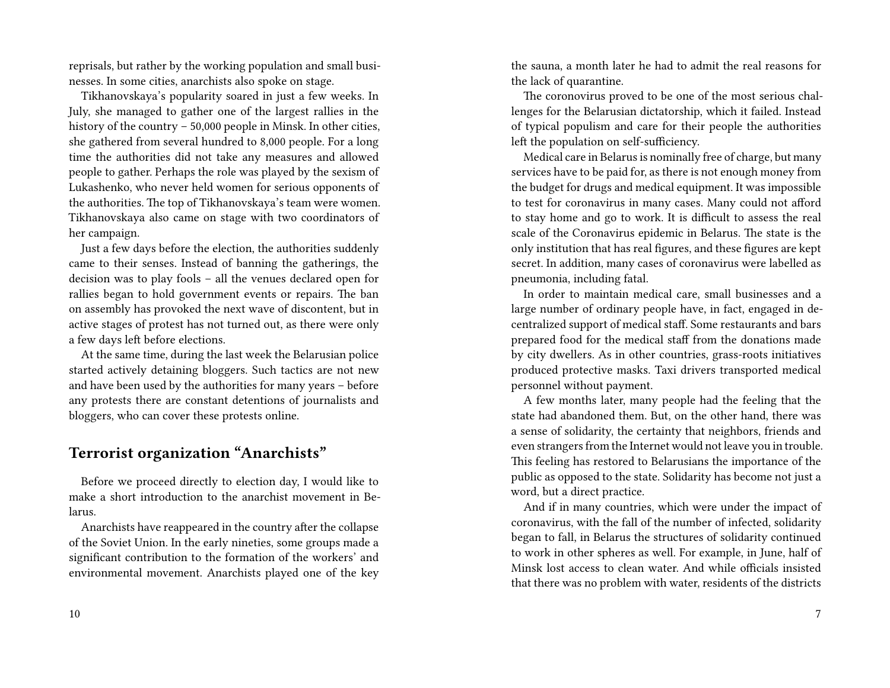reprisals, but rather by the working population and small businesses. In some cities, anarchists also spoke on stage.

Tikhanovskaya's popularity soared in just a few weeks. In July, she managed to gather one of the largest rallies in the history of the country – 50,000 people in Minsk. In other cities, she gathered from several hundred to 8,000 people. For a long time the authorities did not take any measures and allowed people to gather. Perhaps the role was played by the sexism of Lukashenko, who never held women for serious opponents of the authorities. The top of Tikhanovskaya's team were women. Tikhanovskaya also came on stage with two coordinators of her campaign.

Just a few days before the election, the authorities suddenly came to their senses. Instead of banning the gatherings, the decision was to play fools – all the venues declared open for rallies began to hold government events or repairs. The ban on assembly has provoked the next wave of discontent, but in active stages of protest has not turned out, as there were only a few days left before elections.

At the same time, during the last week the Belarusian police started actively detaining bloggers. Such tactics are not new and have been used by the authorities for many years – before any protests there are constant detentions of journalists and bloggers, who can cover these protests online.

## Terrorist organization "Anarchists"

Before we proceed directly to election day, I would like to make a short introduction to the anarchist movement in Belarus.

Anarchists have reappeared in the country after the collapse of the Soviet Union. In the early nineties, some groups made a significant contribution to the formation of the workers' and environmental movement. Anarchists played one of the key

the sauna, a month later he had to admit the real reasons for the lack of quarantine.

The coronovirus proved to be one of the most serious challenges for the Belarusian dictatorship, which it failed. Instead of typical populism and care for their people the authorities left the population on self-sufficiency.

Medical care in Belarus is nominally free of charge, but many services have to be paid for, as there is not enough money from the budget for drugs and medical equipment. It was impossible to test for coronavirus in many cases. Many could not afford to stay home and go to work. It is difficult to assess the real scale of the Coronavirus epidemic in Belarus. The state is the only institution that has real figures, and these figures are kept secret. In addition, many cases of coronavirus were labelled as pneumonia, including fatal.

In order to maintain medical care, small businesses and a large number of ordinary people have, in fact, engaged in decentralized support of medical staff. Some restaurants and bars prepared food for the medical staff from the donations made by city dwellers. As in other countries, grass-roots initiatives produced protective masks. Taxi drivers transported medical personnel without payment.

A few months later, many people had the feeling that the state had abandoned them. But, on the other hand, there was a sense of solidarity, the certainty that neighbors, friends and even strangers from the Internet would not leave you in trouble. This feeling has restored to Belarusians the importance of the public as opposed to the state. Solidarity has become not just a word, but a direct practice.

And if in many countries, which were under the impact of coronavirus, with the fall of the number of infected, solidarity began to fall, in Belarus the structures of solidarity continued to work in other spheres as well. For example, in June, half of Minsk lost access to clean water. And while officials insisted that there was no problem with water, residents of the districts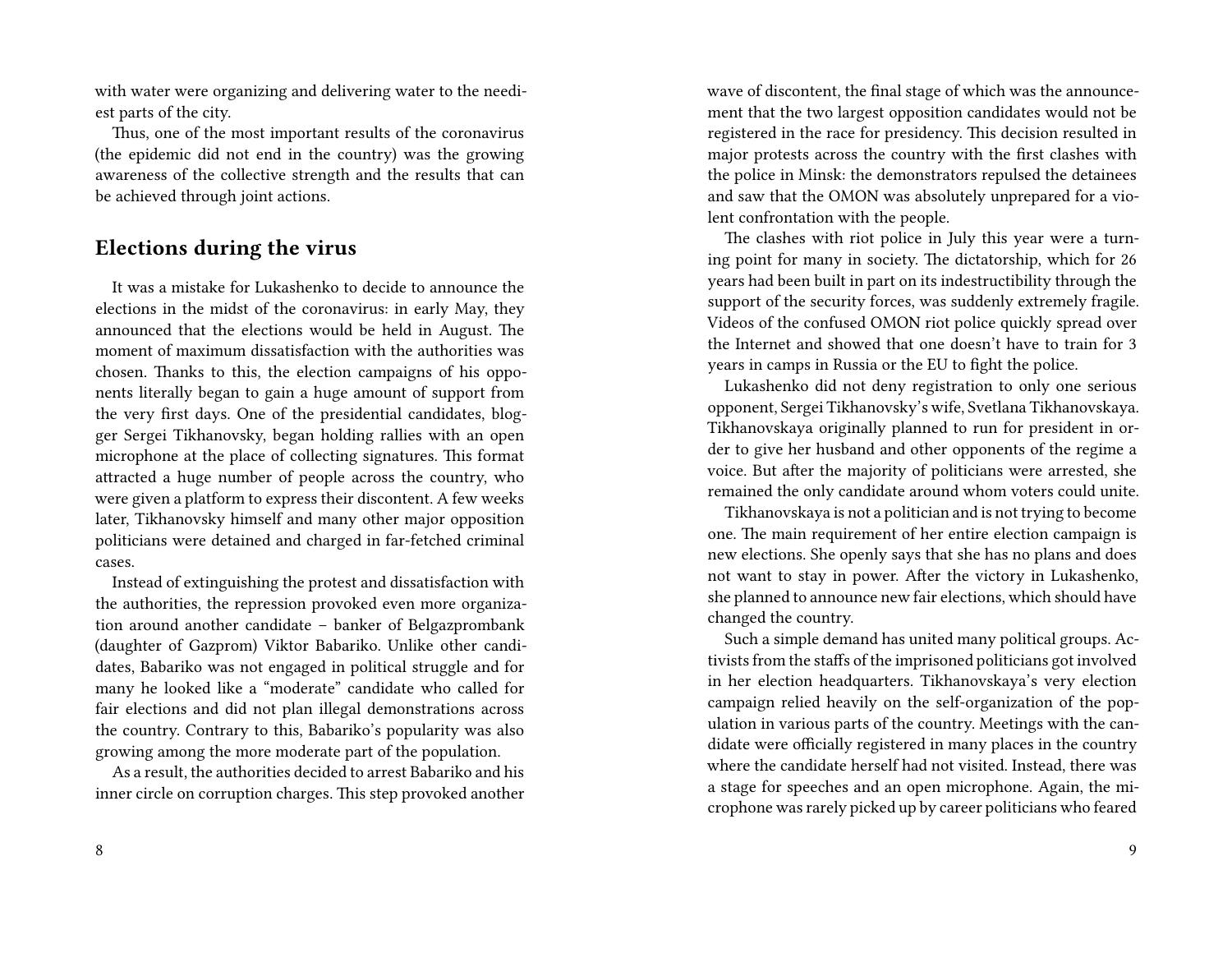with water were organizing and delivering water to the neediest parts of the city.

Thus, one of the most important results of the coronavirus (the epidemic did not end in the country) was the growing awareness of the collective strength and the results that can be achieved through joint actions.

## Elections during the virus

It was a mistake for Lukashenko to decide to announce the elections in the midst of the coronavirus: in early May, they announced that the elections would be held in August. The moment of maximum dissatisfaction with the authorities was chosen. Thanks to this, the election campaigns of his opponents literally began to gain a huge amount of support from the very first days. One of the presidential candidates, blogger Sergei Tikhanovsky, began holding rallies with an open microphone at the place of collecting signatures. This format attracted a huge number of people across the country, who were given a platform to express their discontent. A few weeks later, Tikhanovsky himself and many other major opposition politicians were detained and charged in far-fetched criminal cases.

Instead of extinguishing the protest and dissatisfaction with the authorities, the repression provoked even more organization around another candidate – banker of Belgazprombank (daughter of Gazprom) Viktor Babariko. Unlike other candidates, Babariko was not engaged in political struggle and for many he looked like a "moderate" candidate who called for fair elections and did not plan illegal demonstrations across the country. Contrary to this, Babariko's popularity was also growing among the more moderate part of the population.

As a result, the authorities decided to arrest Babariko and his inner circle on corruption charges. This step provoked another wave of discontent, the final stage of which was the announcement that the two largest opposition candidates would not be registered in the race for presidency. This decision resulted in major protests across the country with the first clashes with the police in Minsk: the demonstrators repulsed the detainees and saw that the OMON was absolutely unprepared for a violent confrontation with the people.

The clashes with riot police in July this year were a turning point for many in society. The dictatorship, which for 26 years had been built in part on its indestructibility through the support of the security forces, was suddenly extremely fragile. Videos of the confused OMON riot police quickly spread over the Internet and showed that one doesn't have to train for 3 years in camps in Russia or the EU to fight the police.

Lukashenko did not deny registration to only one serious opponent, Sergei Tikhanovsky's wife, Svetlana Tikhanovskaya. Tikhanovskaya originally planned to run for president in order to give her husband and other opponents of the regime a voice. But after the majority of politicians were arrested, she remained the only candidate around whom voters could unite.

Tikhanovskaya is not a politician and is not trying to become one. The main requirement of her entire election campaign is new elections. She openly says that she has no plans and does not want to stay in power. After the victory in Lukashenko, she planned to announce new fair elections, which should have changed the country.

Such a simple demand has united many political groups. Activists from the staffs of the imprisoned politicians got involved in her election headquarters. Tikhanovskaya's very election campaign relied heavily on the self-organization of the population in various parts of the country. Meetings with the candidate were officially registered in many places in the country where the candidate herself had not visited. Instead, there was a stage for speeches and an open microphone. Again, the microphone was rarely picked up by career politicians who feared